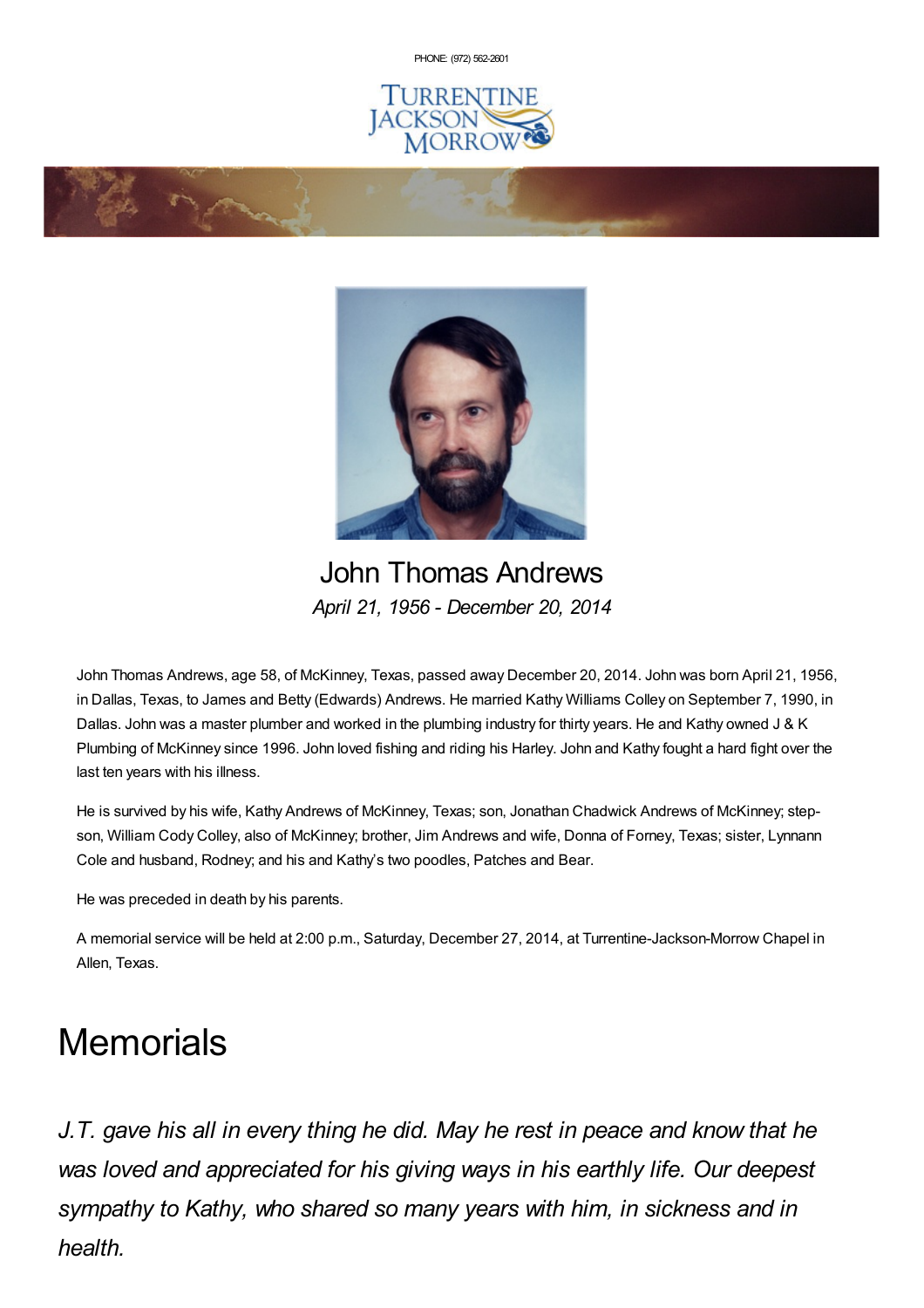PHONE: (972) 562-2601

# John Thomas Andrews

*April 21, 1956 - December 20, 2014*

John Thomas Andrews, age 58, of McKinney, Texas, passed away December 20, 2014. John was born April 21, 1956, in Dallas, Texas, to James and Betty (Edwards) Andrews. He married Kathy Williams Colley on September 7, 1990, in Dallas. John was a master plumber and worked in the plumbing industry for thirty years. He and Kathy owned J & K Plumbing of McKinney since 1996. John loved fishing and riding his Harley. John and Kathy fought a hard fight over the last ten years with his illness.

He is survived by his wife, Kathy Andrews of McKinney, Texas; son, Jonathan Chadwick Andrews of McKinney; step-son, William Cody Colley, also of McKinney; brother, Jim Andrews and wife, Donna of Forney, Texas; sister, Lynnann Cole and husband, Rodney; and his and Kathy's two poodles, Patches and Bear.

He was preceded in death by his parents.

A memorial service will be held at 2:00 p.m., Saturday, December 27, 2014, at Turrentine-Jackson-Morrow Chapel in Allen, Texas.

# Memorials

*J.T. gave his all in every thing he did. May he rest in peace and know that he was loved and appreciated for his giving ways in his earthly life. Our deepest sympathy to Kathy, who shared so many years with him, in sickness and in health.*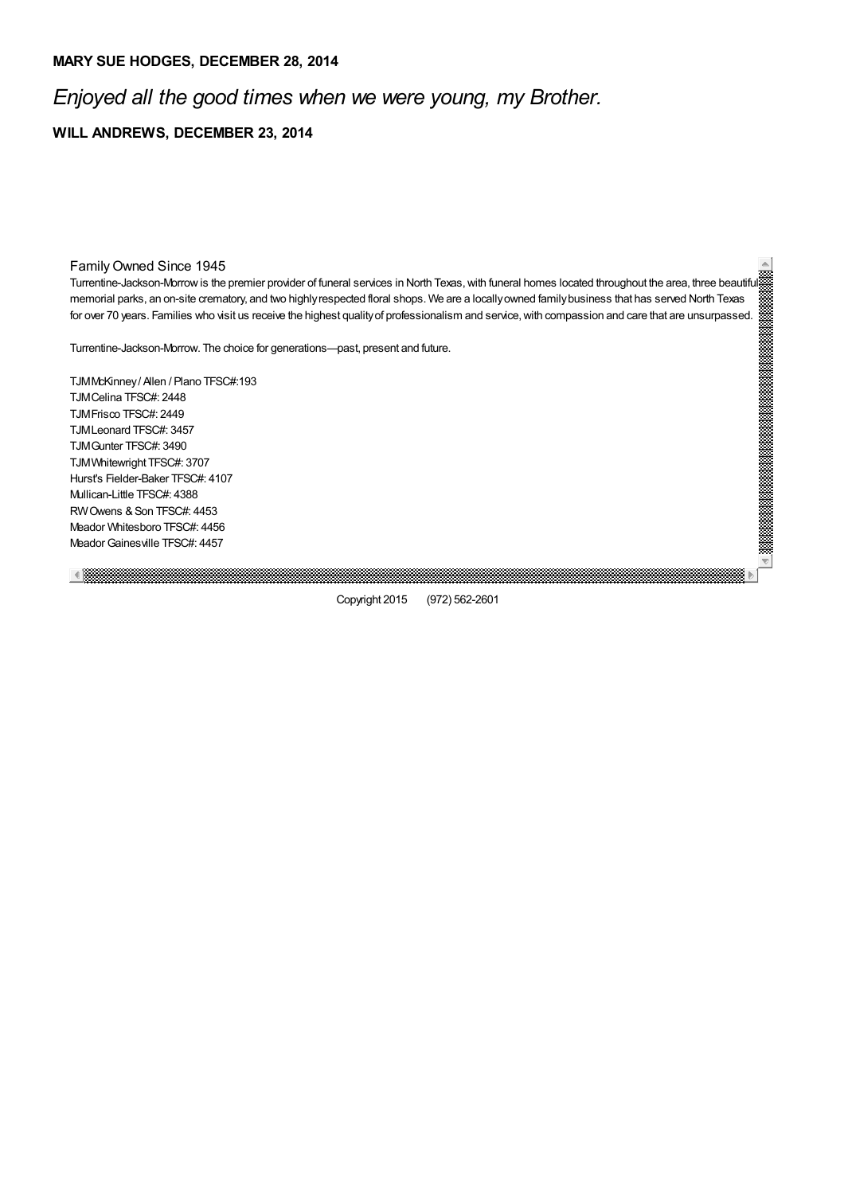**MARY SUE HODGES, DECEMBER 28, 2014**

*Enjoyed all the good times when we were young, my Brother.*

**WILL ANDREWS, DECEMBER 23, 2014**

Family Owned Since 1945

Turrentine-Jackson-Morrow is the premier provider of funeral services in North Texas, with funeral homes located throughout the area, three beautiful memorial parks, an on-site crematory, and two highly respected floral shops. We are a locally owned family business that has served North Texas for over 70 years. Families who visit us receive the highest quality of professionalism and service, with compassion and care that are unsurpassed.

Turrentine-Jackson-Morrow. The choice for generations—past, present and future.

TJM McKinney / Allen / Plano TFSC#:193
TJM Celina TFSC#: 2448
TJM Frisco TFSC#: 2449
TJM Leonard TFSC#: 3457
TJM Gunter TFSC#: 3490
TJM Whitewright TFSC#: 3707
Hurst's Fielder-Baker TFSC#: 4107
Mullican-Little TFSC#: 4388
RW Owens & Son TFSC#: 4453
Meador Whitesboro TFSC#: 4456
Meador Gainesville TFSC#: 4457

Copyright 2015 (972) 562-2601